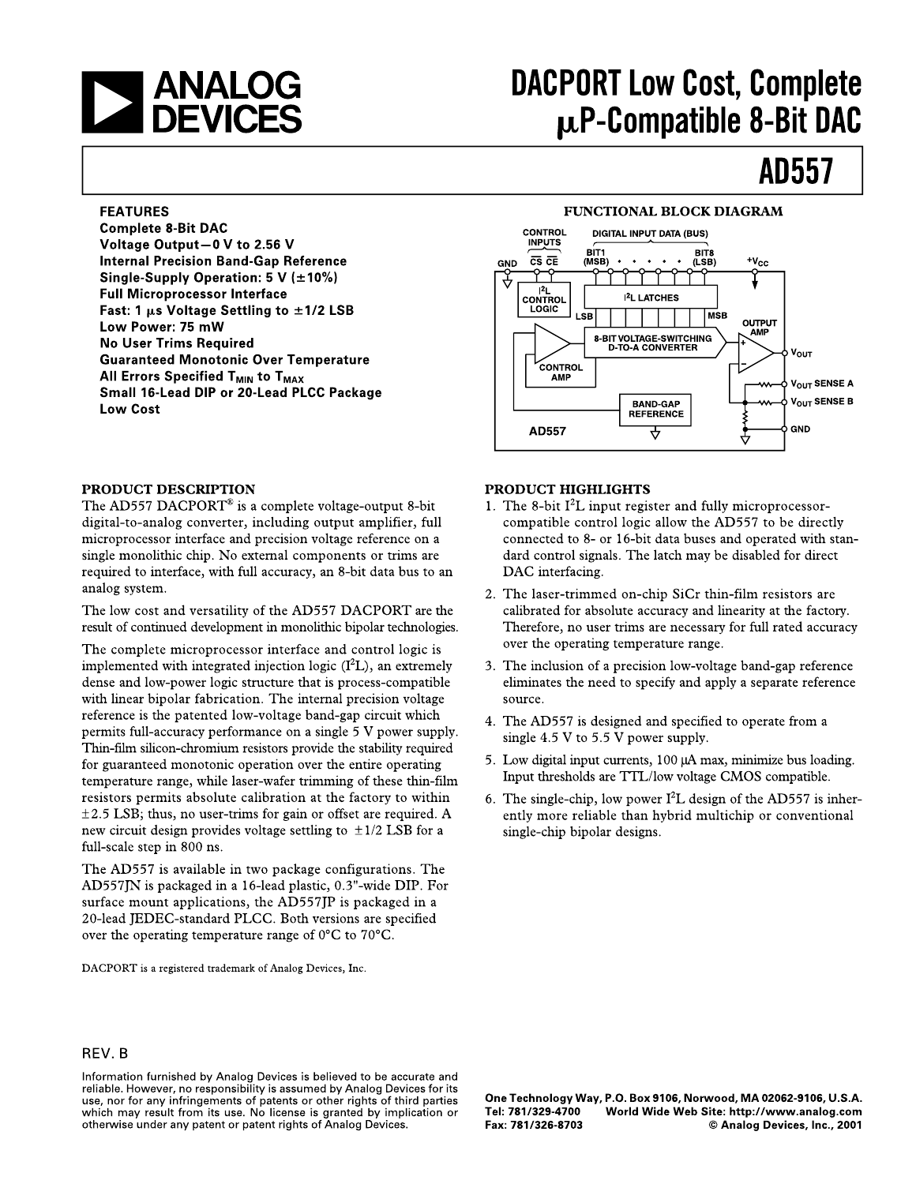# ANALOG DEVICES

# DACPORT Low Cost, Complete µP-Compatible 8-Bit DAC

# AD557

**FEATURES**

**Complete 8-Bit DAC**
**Voltage Output—0 V to 2.56 V**
**Internal Precision Band-Gap Reference**
**Single-Supply Operation: 5 V (±10%)**
**Full Microprocessor Interface**
**Fast: 1 µs Voltage Settling to ±1/2 LSB**
**Low Power: 75 mW**
**No User Trims Required**
**Guaranteed Monotonic Over Temperature**
**All Errors Specified $T_{MIN}$ to $T_{MAX}$**
**Small 16-Lead DIP or 20-Lead PLCC Package**
**Low Cost**

**FUNCTIONAL BLOCK DIAGRAM**

CONTROL INPUTS: $\overline{CS}$ $\overline{CE}$ — DIGITAL INPUT DATA (BUS): BIT1 (MSB) • • • • • • BIT8 (LSB) — GND — $+V_{CC}$ — $I^2L$ CONTROL LOGIC — $I^2L$ LATCHES — LSB — MSB — 8-BIT VOLTAGE-SWITCHING D-TO-A CONVERTER — CONTROL AMP — OUTPUT AMP — $V_{OUT}$ — $V_{OUT}$ SENSE A — $V_{OUT}$ SENSE B — BAND-GAP REFERENCE — GND — AD557

## PRODUCT DESCRIPTION

The AD557 DACPORT® is a complete voltage-output 8-bit digital-to-analog converter, including output amplifier, full microprocessor interface and precision voltage reference on a single monolithic chip. No external components or trims are required to interface, with full accuracy, an 8-bit data bus to an analog system.

The low cost and versatility of the AD557 DACPORT are the result of continued development in monolithic bipolar technologies.

The complete microprocessor interface and control logic is implemented with integrated injection logic ($I^2L$), an extremely dense and low-power logic structure that is process-compatible with linear bipolar fabrication. The internal precision voltage reference is the patented low-voltage band-gap circuit which permits full-accuracy performance on a single 5 V power supply. Thin-film silicon-chromium resistors provide the stability required for guaranteed monotonic operation over the entire operating temperature range, while laser-wafer trimming of these thin-film resistors permits absolute calibration at the factory to within ±2.5 LSB; thus, no user-trims for gain or offset are required. A new circuit design provides voltage settling to ±1/2 LSB for a full-scale step in 800 ns.

The AD557 is available in two package configurations. The AD557JN is packaged in a 16-lead plastic, 0.3"-wide DIP. For surface mount applications, the AD557JP is packaged in a 20-lead JEDEC-standard PLCC. Both versions are specified over the operating temperature range of 0°C to 70°C.

## PRODUCT HIGHLIGHTS

1. The 8-bit $I^2L$ input register and fully microprocessor-compatible control logic allow the AD557 to be directly connected to 8- or 16-bit data buses and operated with standard control signals. The latch may be disabled for direct DAC interfacing.
2. The laser-trimmed on-chip SiCr thin-film resistors are calibrated for absolute accuracy and linearity at the factory. Therefore, no user trims are necessary for full rated accuracy over the operating temperature range.
3. The inclusion of a precision low-voltage band-gap reference eliminates the need to specify and apply a separate reference source.
4. The AD557 is designed and specified to operate from a single 4.5 V to 5.5 V power supply.
5. Low digital input currents, 100 µA max, minimize bus loading. Input thresholds are TTL/low voltage CMOS compatible.
6. The single-chip, low power $I^2L$ design of the AD557 is inherently more reliable than hybrid multichip or conventional single-chip bipolar designs.

DACPORT is a registered trademark of Analog Devices, Inc.

REV. B

Information furnished by Analog Devices is believed to be accurate and reliable. However, no responsibility is assumed by Analog Devices for its use, nor for any infringements of patents or other rights of third parties which may result from its use. No license is granted by implication or otherwise under any patent or patent rights of Analog Devices.

One Technology Way, P.O. Box 9106, Norwood, MA 02062-9106, U.S.A.
Tel: 781/329-4700 World Wide Web Site: http://www.analog.com
Fax: 781/326-8703 © Analog Devices, Inc., 2001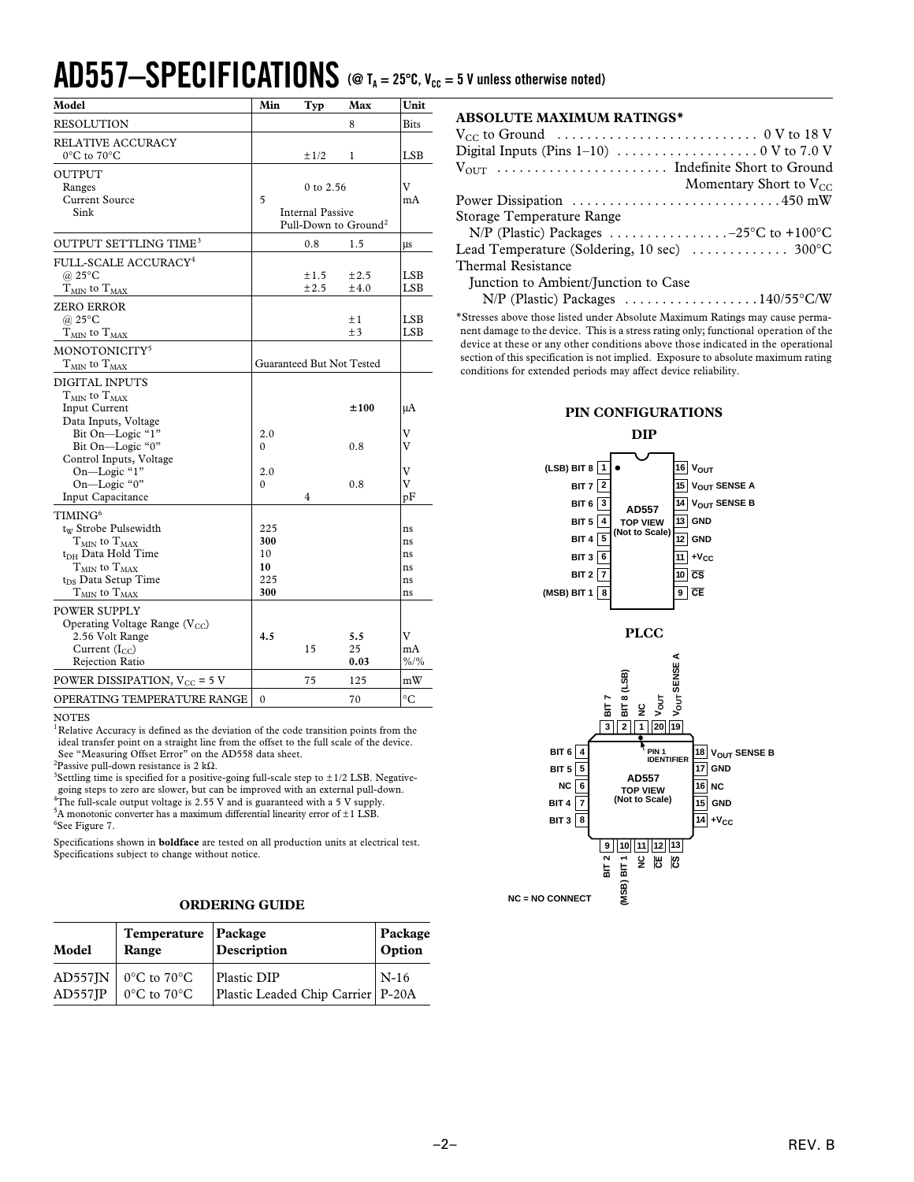# AD557–SPECIFICATIONS (@ $T_A$ = 25°C, $V_{CC}$ = 5 V unless otherwise noted)

| Model | Min | Typ | Max | Unit |
|---|---|---|---|---|
| RESOLUTION | | | 8 | Bits |
| RELATIVE ACCURACY[1] | | | | |
| 0°C to 70°C | | ±1/2 | 1 | LSB |
| OUTPUT | | | | |
| Ranges | | 0 to 2.56 | | V |
| Current Source | 5 | | | mA |
| Sink | | Internal Passive Pull-Down to Ground[2] | | |
| OUTPUT SETTLING TIME[3] | | 0.8 | 1.5 | μs |
| FULL-SCALE ACCURACY[4] | | | | |
| @ 25°C | | ±1.5 | ±2.5 | LSB |
| $T_{MIN}$ to $T_{MAX}$ | | ±2.5 | ±4.0 | LSB |
| ZERO ERROR | | | | |
| @ 25°C | | | ±1 | LSB |
| $T_{MIN}$ to $T_{MAX}$ | | | ±3 | LSB |
| MONOTONICITY[5] | | | | |
| $T_{MIN}$ to $T_{MAX}$ | Guaranteed But Not Tested | | | |
| DIGITAL INPUTS | | | | |
| $T_{MIN}$ to $T_{MAX}$ | | | | |
| Input Current | | | **±100** | μA |
| Data Inputs, Voltage | | | | |
| Bit On—Logic "1" | 2.0 | | | V |
| Bit On—Logic "0" | 0 | | 0.8 | V |
| Control Inputs, Voltage | | | | |
| On—Logic "1" | 2.0 | | | V |
| On—Logic "0" | 0 | | 0.8 | V |
| Input Capacitance | | 4 | | pF |
| TIMING[6] | | | | |
| $t_W$ Strobe Pulsewidth | 225 | | | ns |
| $T_{MIN}$ to $T_{MAX}$ | **300** | | | ns |
| $t_{DH}$ Data Hold Time | 10 | | | ns |
| $T_{MIN}$ to $T_{MAX}$ | **10** | | | ns |
| $t_{DS}$ Data Setup Time | 225 | | | ns |
| $T_{MIN}$ to $T_{MAX}$ | **300** | | | ns |
| POWER SUPPLY | | | | |
| Operating Voltage Range ($V_{CC}$) | | | | |
| 2.56 Volt Range | **4.5** | | **5.5** | V |
| Current ($I_{CC}$) | | 15 | 25 | mA |
| Rejection Ratio | | | **0.03** | %/% |
| POWER DISSIPATION, $V_{CC}$ = 5 V | | 75 | 125 | mW |
| OPERATING TEMPERATURE RANGE | 0 | | 70 | °C |

NOTES

[1] Relative Accuracy is defined as the deviation of the code transition points from the ideal transfer point on a straight line from the offset to the full scale of the device. See "Measuring Offset Error" on the AD558 data sheet.

[2] Passive pull-down resistance is 2 kΩ.

[3] Settling time is specified for a positive-going full-scale step to ±1/2 LSB. Negative-going steps to zero are slower, but can be improved with an external pull-down.

[4] The full-scale output voltage is 2.55 V and is guaranteed with a 5 V supply.

[5] A monotonic converter has a maximum differential linearity error of ±1 LSB.

[6] See Figure 7.

Specifications shown in **boldface** are tested on all production units at electrical test. Specifications subject to change without notice.

## ABSOLUTE MAXIMUM RATINGS*

$V_{CC}$ to Ground . . . . . . . . . . . 0 V to 18 V

Digital Inputs (Pins 1–10) . . . . . . . . . . . 0 V to 7.0 V

$V_{OUT}$ . . . . . . . . . . . Indefinite Short to Ground
Momentary Short to $V_{CC}$

Power Dissipation . . . . . . . . . . . 450 mW

Storage Temperature Range
N/P (Plastic) Packages . . . . . . . . . . . –25°C to +100°C

Lead Temperature (Soldering, 10 sec) . . . . . . . . . . . 300°C

Thermal Resistance
Junction to Ambient/Junction to Case
N/P (Plastic) Packages . . . . . . . . . . . 140/55°C/W

*Stresses above those listed under Absolute Maximum Ratings may cause permanent damage to the device. This is a stress rating only; functional operation of the device at these or any other conditions above those indicated in the operational section of this specification is not implied. Exposure to absolute maximum rating conditions for extended periods may affect device reliability.

## PIN CONFIGURATIONS

### DIP

| Pin | Function | Pin | Function |
|---|---|---|---|
| 1 | (LSB) BIT 8 | 16 | $V_{OUT}$ |
| 2 | BIT 7 | 15 | $V_{OUT}$ SENSE A |
| 3 | BIT 6 | 14 | $V_{OUT}$ SENSE B |
| 4 | BIT 5 | 13 | GND |
| 5 | BIT 4 | 12 | GND |
| 6 | BIT 3 | 11 | $+V_{CC}$ |
| 7 | BIT 2 | 10 | $\overline{CS}$ |
| 8 | (MSB) BIT 1 | 9 | $\overline{CE}$ |

### PLCC

| Pin | Function |
|---|---|
| 1 | NC |
| 2 | BIT 8 (LSB) |
| 3 | BIT 7 |
| 4 | BIT 6 |
| 5 | BIT 5 |
| 6 | NC |
| 7 | BIT 4 |
| 8 | BIT 3 |
| 9 | BIT 2 |
| 10 | (MSB) BIT 1 |
| 11 | NC |
| 12 | $\overline{CE}$ |
| 13 | $\overline{CS}$ |
| 14 | $+V_{CC}$ |
| 15 | GND |
| 16 | NC |
| 17 | GND |
| 18 | $V_{OUT}$ SENSE B |
| 19 | $V_{OUT}$ SENSE A |
| 20 | $V_{OUT}$ |

NC = NO CONNECT

## ORDERING GUIDE

| Model | Temperature Range | Package Description | Package Option |
|---|---|---|---|
| AD557JN | 0°C to 70°C | Plastic DIP | N-16 |
| AD557JP | 0°C to 70°C | Plastic Leaded Chip Carrier | P-20A |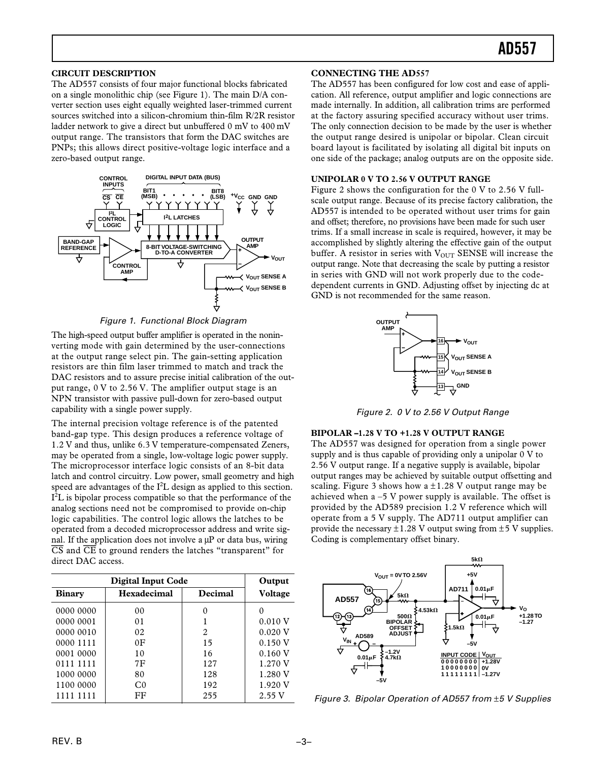## CIRCUIT DESCRIPTION

The AD557 consists of four major functional blocks fabricated on a single monolithic chip (see Figure 1). The main D/A converter section uses eight equally weighted laser-trimmed current sources switched into a silicon-chromium thin-film R/2R resistor ladder network to give a direct but unbuffered 0 mV to 400 mV output range. The transistors that form the DAC switches are PNPs; this allows direct positive-voltage logic interface and a zero-based output range.

Figure 1. Functional Block Diagram

The high-speed output buffer amplifier is operated in the noninverting mode with gain determined by the user-connections at the output range select pin. The gain-setting application resistors are thin film laser trimmed to match and track the DAC resistors and to assure precise initial calibration of the output range, 0 V to 2.56 V. The amplifier output stage is an NPN transistor with passive pull-down for zero-based output capability with a single power supply.

The internal precision voltage reference is of the patented band-gap type. This design produces a reference voltage of 1.2 V and thus, unlike 6.3 V temperature-compensated Zeners, may be operated from a single, low-voltage logic power supply. The microprocessor interface logic consists of an 8-bit data latch and control circuitry. Low power, small geometry and high speed are advantages of the $I^2L$ design as applied to this section. $I^2L$ is bipolar process compatible so that the performance of the analog sections need not be compromised to provide on-chip logic capabilities. The control logic allows the latches to be operated from a decoded microprocessor address and write signal. If the application does not involve a µP or data bus, wiring $\overline{CS}$ and $\overline{CE}$ to ground renders the latches "transparent" for direct DAC access.

| Digital Input Code | | | Output |
|---|---|---|---|
| Binary | Hexadecimal | Decimal | Voltage |
| 0000 0000 | 00 | 0 | 0 |
| 0000 0001 | 01 | 1 | 0.010 V |
| 0000 0010 | 02 | 2 | 0.020 V |
| 0000 1111 | 0F | 15 | 0.150 V |
| 0001 0000 | 10 | 16 | 0.160 V |
| 0111 1111 | 7F | 127 | 1.270 V |
| 1000 0000 | 80 | 128 | 1.280 V |
| 1100 0000 | C0 | 192 | 1.920 V |
| 1111 1111 | FF | 255 | 2.55 V |

## CONNECTING THE AD557

The AD557 has been configured for low cost and ease of application. All reference, output amplifier and logic connections are made internally. In addition, all calibration trims are performed at the factory assuring specified accuracy without user trims. The only connection decision to be made by the user is whether the output range desired is unipolar or bipolar. Clean circuit board layout is facilitated by isolating all digital bit inputs on one side of the package; analog outputs are on the opposite side.

### UNIPOLAR 0 V TO 2.56 V OUTPUT RANGE

Figure 2 shows the configuration for the 0 V to 2.56 V full-scale output range. Because of its precise factory calibration, the AD557 is intended to be operated without user trims for gain and offset; therefore, no provisions have been made for such user trims. If a small increase in scale is required, however, it may be accomplished by slightly altering the effective gain of the output buffer. A resistor in series with $V_{OUT}$ SENSE will increase the output range. Note that decreasing the scale by putting a resistor in series with GND will not work properly due to the code-dependent currents in GND. Adjusting offset by injecting dc at GND is not recommended for the same reason.

Figure 2. 0 V to 2.56 V Output Range

### BIPOLAR –1.28 V TO +1.28 V OUTPUT RANGE

The AD557 was designed for operation from a single power supply and is thus capable of providing only a unipolar 0 V to 2.56 V output range. If a negative supply is available, bipolar output ranges may be achieved by suitable output offsetting and scaling. Figure 3 shows how a ±1.28 V output range may be achieved when a –5 V power supply is available. The offset is provided by the AD589 precision 1.2 V reference which will operate from a 5 V supply. The AD711 output amplifier can provide the necessary ±1.28 V output swing from ±5 V supplies. Coding is complementary offset binary.

Figure 3. Bipolar Operation of AD557 from ±5 V Supplies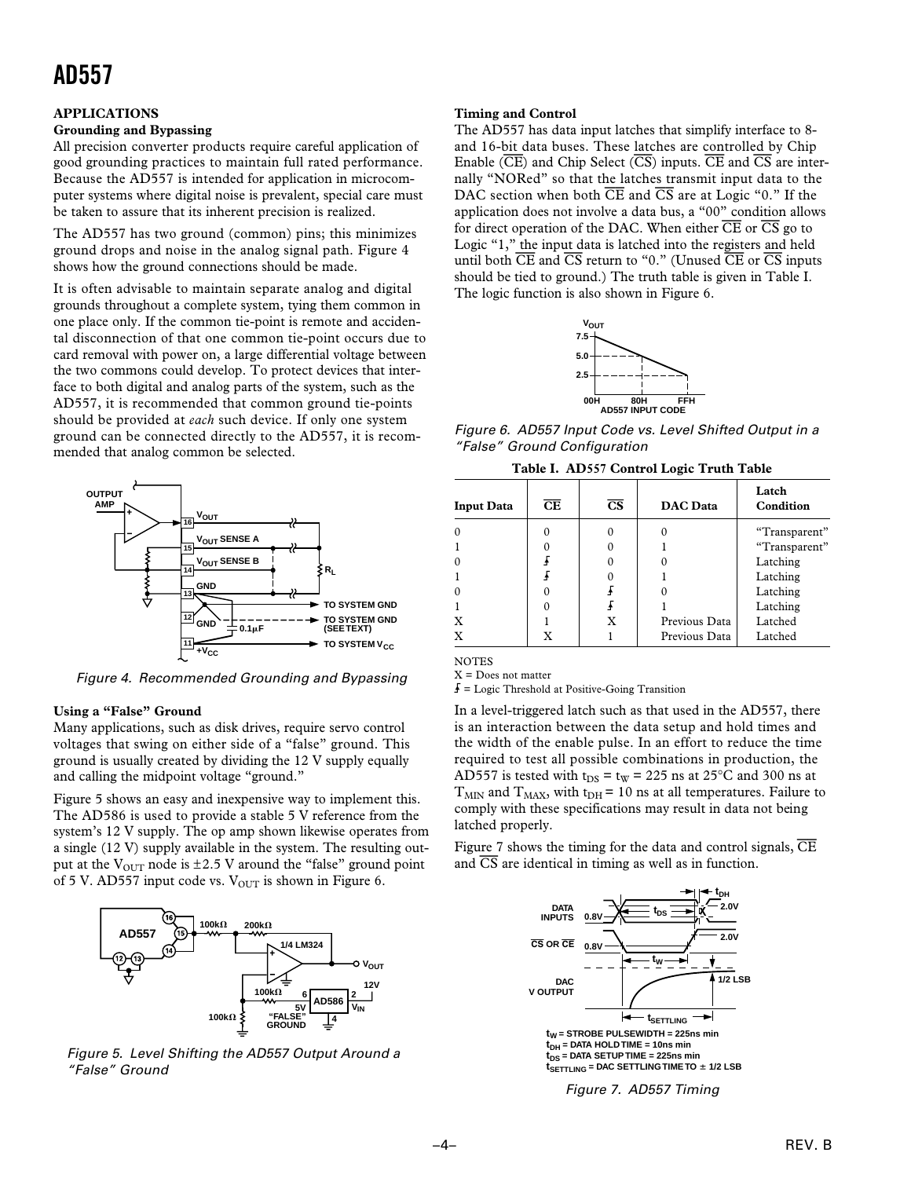## APPLICATIONS

### Grounding and Bypassing

All precision converter products require careful application of good grounding practices to maintain full rated performance. Because the AD557 is intended for application in microcomputer systems where digital noise is prevalent, special care must be taken to assure that its inherent precision is realized.

The AD557 has two ground (common) pins; this minimizes ground drops and noise in the analog signal path. Figure 4 shows how the ground connections should be made.

It is often advisable to maintain separate analog and digital grounds throughout a complete system, tying them common in one place only. If the common tie-point is remote and accidental disconnection of that one common tie-point occurs due to card removal with power on, a large differential voltage between the two commons could develop. To protect devices that interface to both digital and analog parts of the system, such as the AD557, it is recommended that common ground tie-points should be provided at *each* such device. If only one system ground can be connected directly to the AD557, it is recommended that analog common be selected.

*Figure 4. Recommended Grounding and Bypassing*

### Using a "False" Ground

Many applications, such as disk drives, require servo control voltages that swing on either side of a "false" ground. This ground is usually created by dividing the 12 V supply equally and calling the midpoint voltage "ground."

Figure 5 shows an easy and inexpensive way to implement this. The AD586 is used to provide a stable 5 V reference from the system's 12 V supply. The op amp shown likewise operates from a single (12 V) supply available in the system. The resulting output at the $V_{OUT}$ node is ±2.5 V around the "false" ground point of 5 V. AD557 input code vs. $V_{OUT}$ is shown in Figure 6.

*Figure 5. Level Shifting the AD557 Output Around a "False" Ground*

### Timing and Control

The AD557 has data input latches that simplify interface to 8- and 16-bit data buses. These latches are controlled by Chip Enable ($\overline{CE}$) and Chip Select ($\overline{CS}$) inputs. $\overline{CE}$ and $\overline{CS}$ are internally "NORed" so that the latches transmit input data to the DAC section when both $\overline{CE}$ and $\overline{CS}$ are at Logic "0." If the application does not involve a data bus, a "00" condition allows for direct operation of the DAC. When either $\overline{CE}$ or $\overline{CS}$ go to Logic "1," the input data is latched into the registers and held until both $\overline{CE}$ and $\overline{CS}$ return to "0." (Unused $\overline{CE}$ or $\overline{CS}$ inputs should be tied to ground.) The truth table is given in Table I. The logic function is also shown in Figure 6.

*Figure 6. AD557 Input Code vs. Level Shifted Output in a "False" Ground Configuration*

**Table I. AD557 Control Logic Truth Table**

| Input Data | $\overline{CE}$ | $\overline{CS}$ | DAC Data | Latch Condition |
|---|---|---|---|---|
| 0 | 0 | 0 | 0 | "Transparent" |
| 1 | 0 | 0 | 1 | "Transparent" |
| 0 | ƒ | 0 | 0 | Latching |
| 1 | ƒ | 0 | 1 | Latching |
| 0 | 0 | ƒ | 0 | Latching |
| 1 | 0 | ƒ | 1 | Latching |
| X | 1 | X | Previous Data | Latched |
| X | X | 1 | Previous Data | Latched |

NOTES
X = Does not matter
ƒ = Logic Threshold at Positive-Going Transition

In a level-triggered latch such as that used in the AD557, there is an interaction between the data setup and hold times and the width of the enable pulse. In an effort to reduce the time required to test all possible combinations in production, the AD557 is tested with $t_{DS}$ = $t_W$ = 225 ns at 25°C and 300 ns at $T_{MIN}$ and $T_{MAX}$, with $t_{DH}$ = 10 ns at all temperatures. Failure to comply with these specifications may result in data not being latched properly.

Figure 7 shows the timing for the data and control signals, $\overline{CE}$ and $\overline{CS}$ are identical in timing as well as in function.

$t_W$ = STROBE PULSEWIDTH = 225ns min
$t_{DH}$ = DATA HOLD TIME = 10ns min
$t_{DS}$ = DATA SETUP TIME = 225ns min
$t_{SETTLING}$ = DAC SETTLING TIME TO ± 1/2 LSB

*Figure 7. AD557 Timing*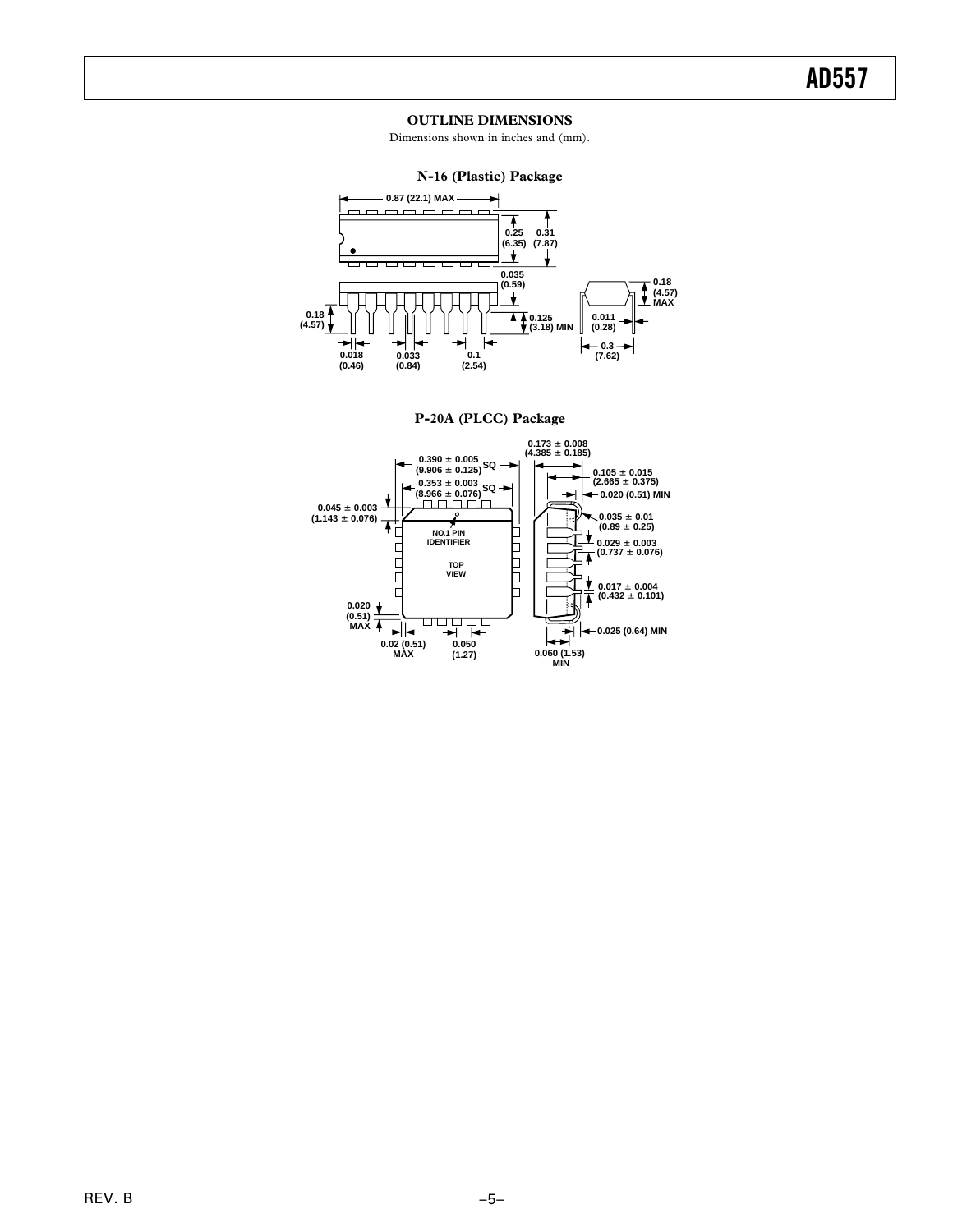## OUTLINE DIMENSIONS

Dimensions shown in inches and (mm).

### N-16 (Plastic) Package

0.87 (22.1) MAX

0.25 (6.35)

0.31 (7.87)

0.035 (0.59)

0.18 (4.57)

0.125 (3.18) MIN

0.018 (0.46)

0.033 (0.84)

0.1 (2.54)

0.18 (4.57) MAX

0.011 (0.28)

0.3 (7.62)

### P-20A (PLCC) Package

0.390 ± 0.005 (9.906 ± 0.125) SQ

0.353 ± 0.003 (8.966 ± 0.076) SQ

0.045 ± 0.003 (1.143 ± 0.076)

NO.1 PIN IDENTIFIER

TOP VIEW

0.020 (0.51) MAX

0.02 (0.51) MAX

0.050 (1.27)

0.173 ± 0.008 (4.385 ± 0.185)

0.105 ± 0.015 (2.665 ± 0.375)

0.020 (0.51) MIN

0.035 ± 0.01 (0.89 ± 0.25)

0.029 ± 0.003 (0.737 ± 0.076)

0.017 ± 0.004 (0.432 ± 0.101)

0.025 (0.64) MIN

0.060 (1.53) MIN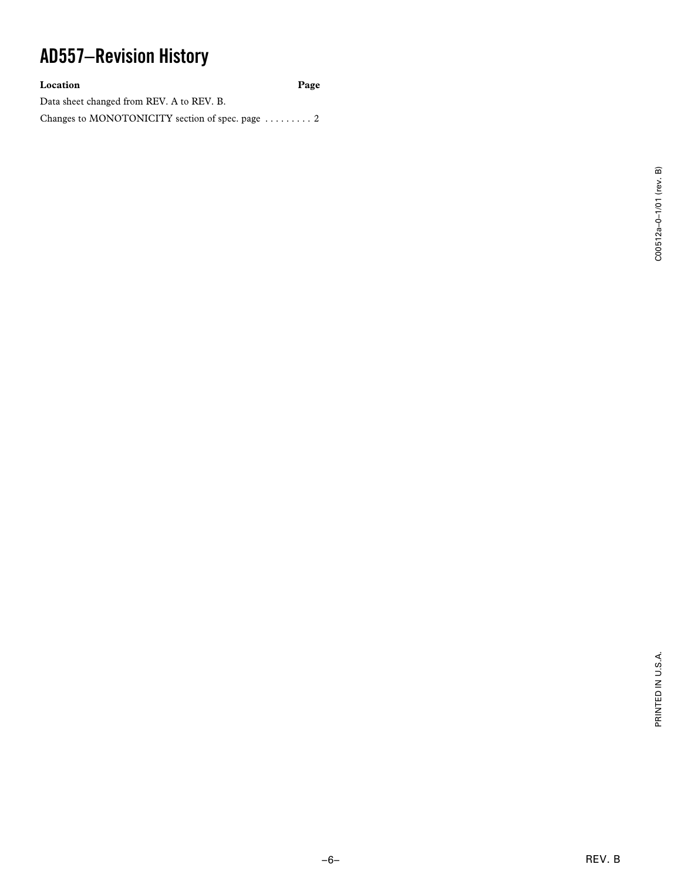# AD557–Revision History

| Location | Page |
|---|---|
| Data sheet changed from REV. A to REV. B. | |
| Changes to MONOTONICITY section of spec. page | 2 |

C00512a–0–1/01 (rev. B)

PRINTED IN U.S.A.